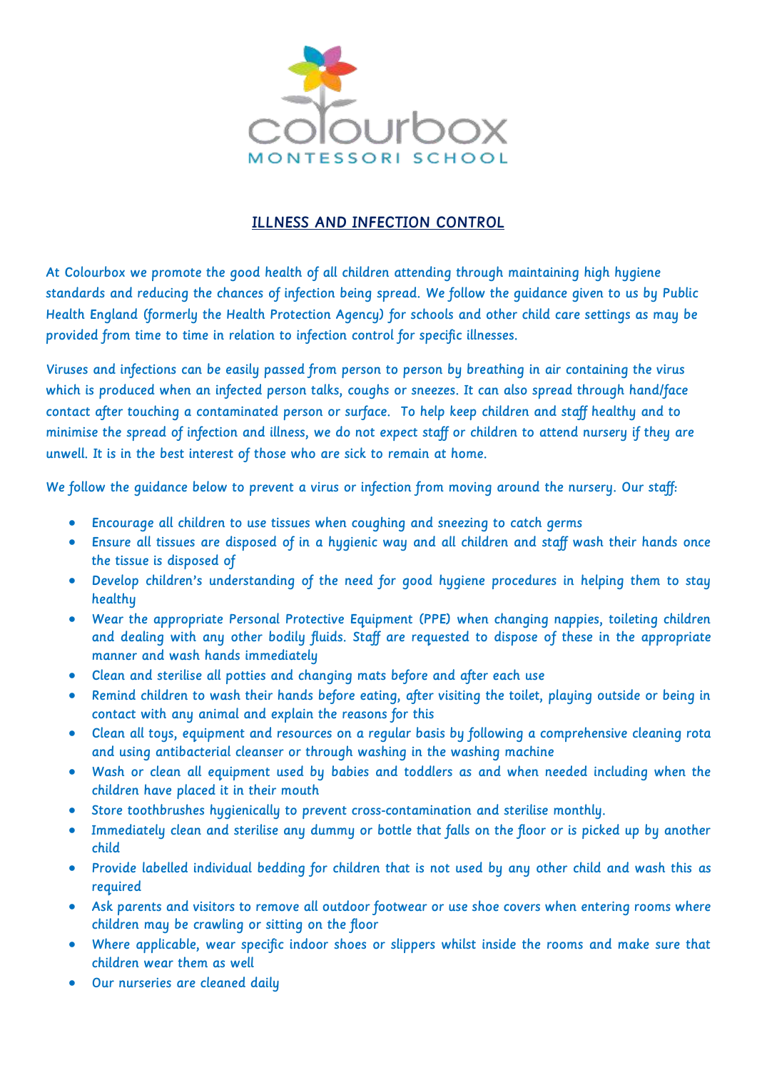# ILLNESS AND INFECTION CONTROL

At Colourbox we promote the good health of all children attending through maintaining high hygiene standards and reducing the chances of infection being spread. We follow the guidance given to us by Public Health England (formerly the Health Protection Agency) for schools and other child care settings as may be provided from time to time in relation to infection control for specific illnesses.

Viruses and infections can be easily passed from person to person by breathing in air containing the virus which is produced when an infected person talks, coughs or sneezes. It can also spread through hand/face contact after touching a contaminated person or surface. To help keep children and staff healthy and to minimise the spread of infection and illness, we do not expect staff or children to attend nursery if they are unwell. It is in the best interest of those who are sick to remain at home.

We follow the guidance below to prevent a virus or infection from moving around the nursery. Our staff:

- Encourage all children to use tissues when coughing and sneezing to catch germs
- Ensure all tissues are disposed of in a hygienic way and all children and staff wash their hands once the tissue is disposed of
- Develop children's understanding of the need for good hygiene procedures in helping them to stay healthy
- Wear the appropriate Personal Protective Equipment (PPE) when changing nappies, toileting children and dealing with any other bodily fluids. Staff are requested to dispose of these in the appropriate manner and wash hands immediately
- Clean and sterilise all potties and changing mats before and after each use
- Remind children to wash their hands before eating, after visiting the toilet, playing outside or being in contact with any animal and explain the reasons for this
- Clean all toys, equipment and resources on a regular basis by following a comprehensive cleaning rota and using antibacterial cleanser or through washing in the washing machine
- Wash or clean all equipment used by babies and toddlers as and when needed including when the children have placed it in their mouth
- Store toothbrushes hygienically to prevent cross-contamination and sterilise monthly.
- Immediately clean and sterilise any dummy or bottle that falls on the floor or is picked up by another child
- Provide labelled individual bedding for children that is not used by any other child and wash this as required
- Ask parents and visitors to remove all outdoor footwear or use shoe covers when entering rooms where children may be crawling or sitting on the floor
- Where applicable, wear specific indoor shoes or slippers whilst inside the rooms and make sure that children wear them as well
- Our nurseries are cleaned daily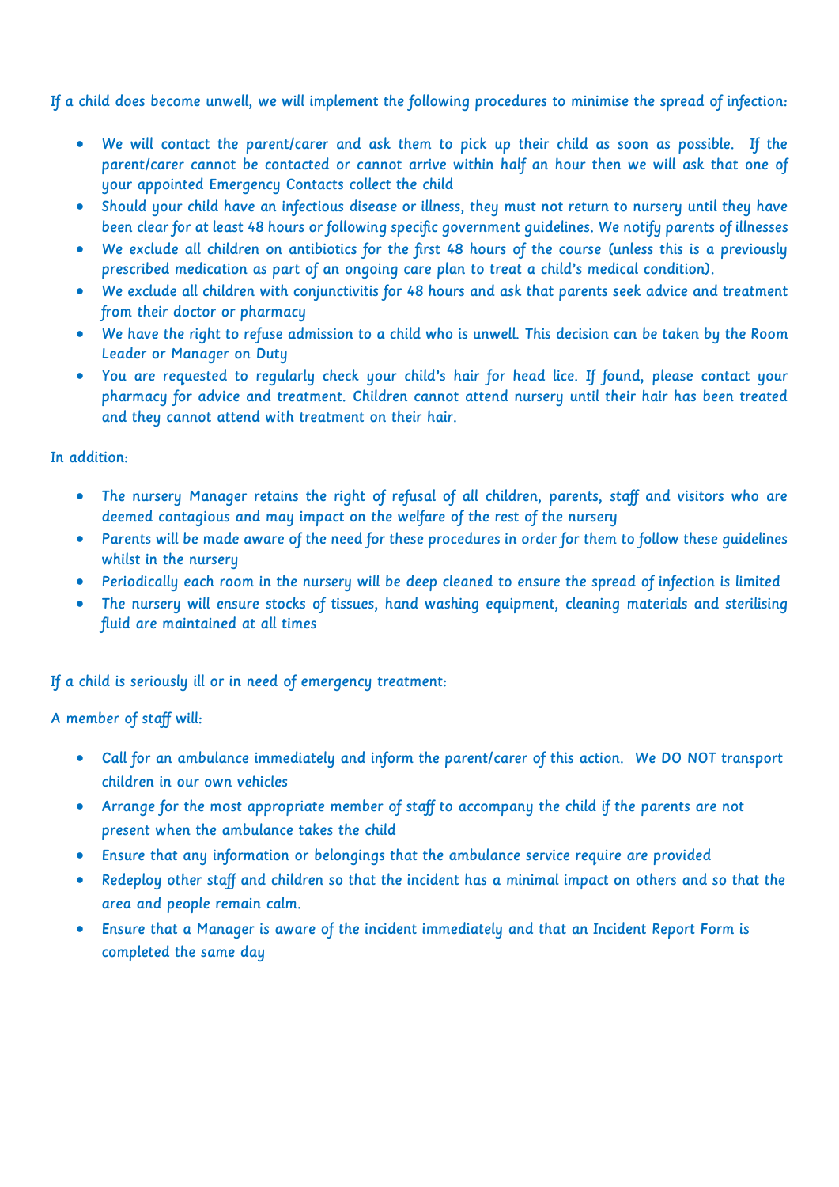If a child does become unwell, we will implement the following procedures to minimise the spread of infection:

- We will contact the parent/carer and ask them to pick up their child as soon as possible. If the parent/carer cannot be contacted or cannot arrive within half an hour then we will ask that one of your appointed Emergency Contacts collect the child
- Should your child have an infectious disease or illness, they must not return to nursery until they have been clear for at least 48 hours or following specific government guidelines. We notify parents of illnesses
- We exclude all children on antibiotics for the first 48 hours of the course (unless this is a previously prescribed medication as part of an ongoing care plan to treat a child's medical condition).
- We exclude all children with conjunctivitis for 48 hours and ask that parents seek advice and treatment from their doctor or pharmacy
- We have the right to refuse admission to a child who is unwell. This decision can be taken by the Room Leader or Manager on Duty
- You are requested to regularly check your child's hair for head lice. If found, please contact your pharmacy for advice and treatment. Children cannot attend nursery until their hair has been treated and they cannot attend with treatment on their hair.

In addition:

- The nursery Manager retains the right of refusal of all children, parents, staff and visitors who are deemed contagious and may impact on the welfare of the rest of the nursery
- Parents will be made aware of the need for these procedures in order for them to follow these guidelines whilst in the nursery
- Periodically each room in the nursery will be deep cleaned to ensure the spread of infection is limited
- The nursery will ensure stocks of tissues, hand washing equipment, cleaning materials and sterilising fluid are maintained at all times

If a child is seriously ill or in need of emergency treatment:

A member of staff will:

- Call for an ambulance immediately and inform the parent/carer of this action. We DO NOT transport children in our own vehicles
- Arrange for the most appropriate member of staff to accompany the child if the parents are not present when the ambulance takes the child
- Ensure that any information or belongings that the ambulance service require are provided
- Redeploy other staff and children so that the incident has a minimal impact on others and so that the area and people remain calm.
- Ensure that a Manager is aware of the incident immediately and that an Incident Report Form is completed the same day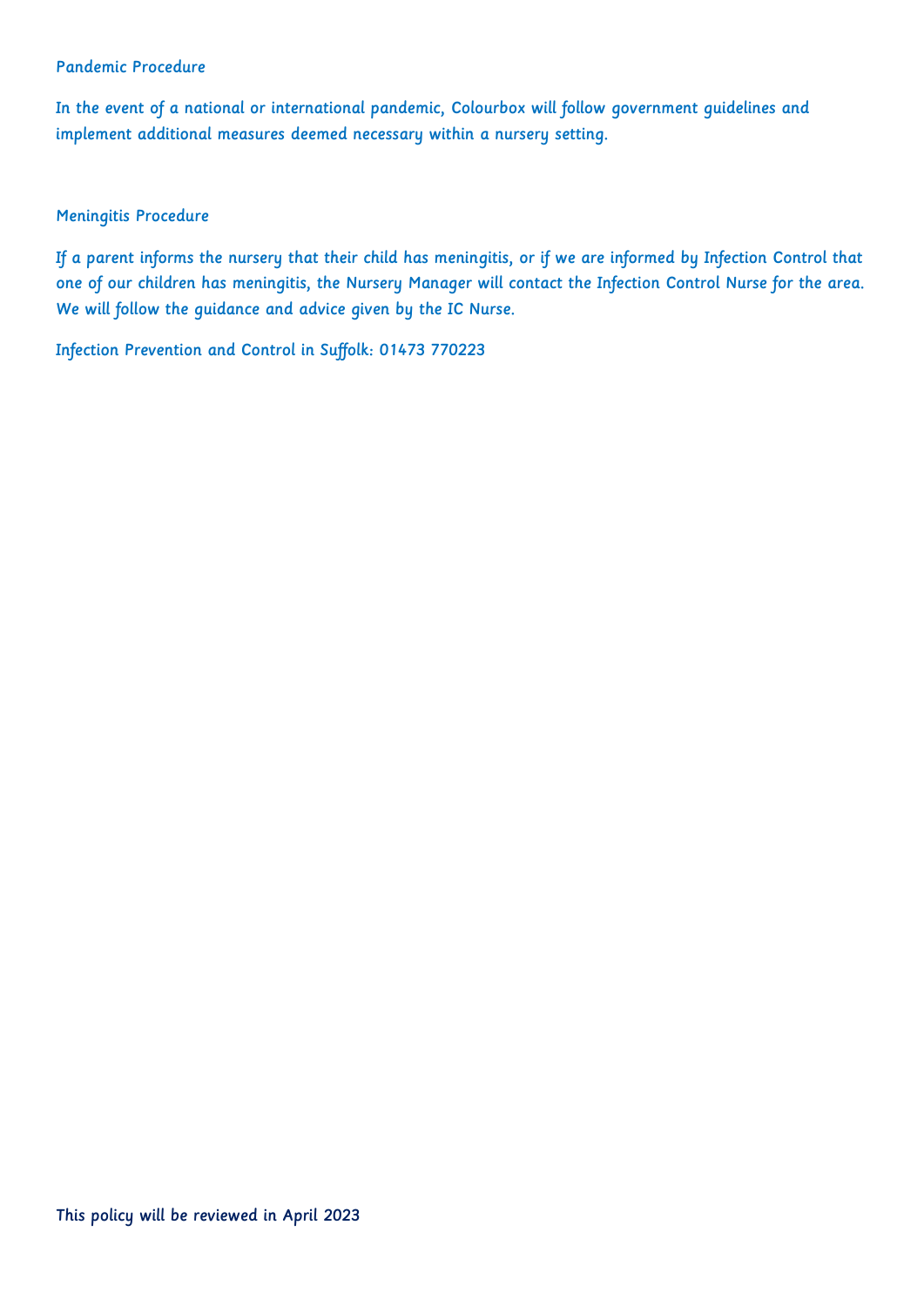## Pandemic Procedure

In the event of a national or international pandemic, Colourbox will follow government guidelines and implement additional measures deemed necessary within a nursery setting.

## Meningitis Procedure

If a parent informs the nursery that their child has meningitis, or if we are informed by Infection Control that one of our children has meningitis, the Nursery Manager will contact the Infection Control Nurse for the area. We will follow the guidance and advice given by the IC Nurse.

Infection Prevention and Control in Suffolk: 01473 770223

This policy will be reviewed in April 2023